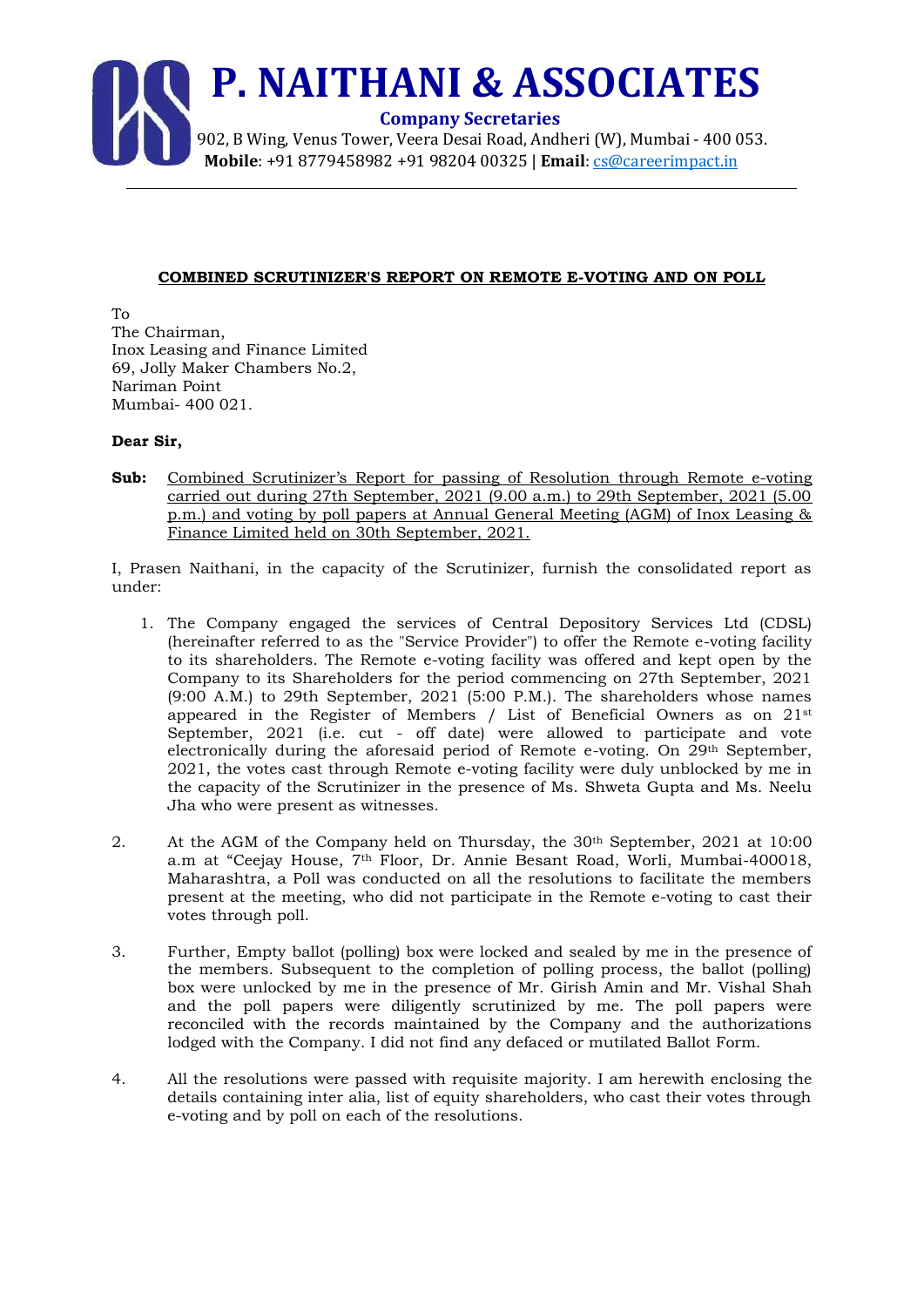# P. NAITHANI & ASSOCIATES

**Company Secretaries**

902, B Wing, Venus Tower, Veera Desai Road, Andheri (W), Mumbai - 400 053.
**Mobile**: +91 8779458982 +91 98204 00325 | **Email**: cs@careerimpact.in

---

**COMBINED SCRUTINIZER'S REPORT ON REMOTE E-VOTING AND ON POLL**

To
The Chairman,
Inox Leasing and Finance Limited
69, Jolly Maker Chambers No.2,
Nariman Point
Mumbai- 400 021.

**Dear Sir,**

**Sub:** Combined Scrutinizer's Report for passing of Resolution through Remote e-voting carried out during 27th September, 2021 (9.00 a.m.) to 29th September, 2021 (5.00 p.m.) and voting by poll papers at Annual General Meeting (AGM) of Inox Leasing & Finance Limited held on 30th September, 2021.

I, Prasen Naithani, in the capacity of the Scrutinizer, furnish the consolidated report as under:

1. The Company engaged the services of Central Depository Services Ltd (CDSL) (hereinafter referred to as the "Service Provider") to offer the Remote e-voting facility to its shareholders. The Remote e-voting facility was offered and kept open by the Company to its Shareholders for the period commencing on 27th September, 2021 (9:00 A.M.) to 29th September, 2021 (5:00 P.M.). The shareholders whose names appeared in the Register of Members / List of Beneficial Owners as on 21st September, 2021 (i.e. cut - off date) were allowed to participate and vote electronically during the aforesaid period of Remote e-voting. On 29th September, 2021, the votes cast through Remote e-voting facility were duly unblocked by me in the capacity of the Scrutinizer in the presence of Ms. Shweta Gupta and Ms. Neelu Jha who were present as witnesses.

2. At the AGM of the Company held on Thursday, the 30th September, 2021 at 10:00 a.m at "Ceejay House, 7th Floor, Dr. Annie Besant Road, Worli, Mumbai-400018, Maharashtra, a Poll was conducted on all the resolutions to facilitate the members present at the meeting, who did not participate in the Remote e-voting to cast their votes through poll.

3. Further, Empty ballot (polling) box were locked and sealed by me in the presence of the members. Subsequent to the completion of polling process, the ballot (polling) box were unlocked by me in the presence of Mr. Girish Amin and Mr. Vishal Shah and the poll papers were diligently scrutinized by me. The poll papers were reconciled with the records maintained by the Company and the authorizations lodged with the Company. I did not find any defaced or mutilated Ballot Form.

4. All the resolutions were passed with requisite majority. I am herewith enclosing the details containing inter alia, list of equity shareholders, who cast their votes through e-voting and by poll on each of the resolutions.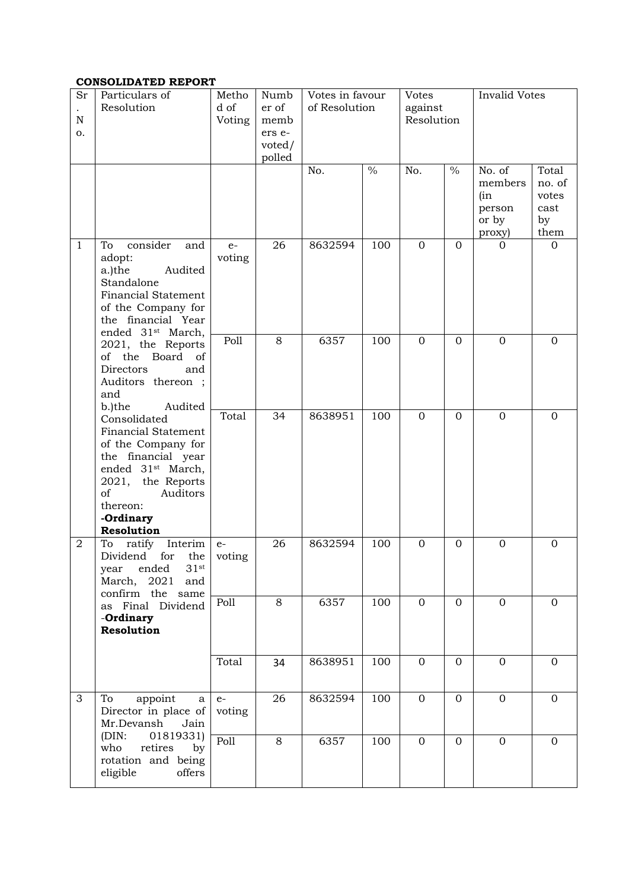**CONSOLIDATED REPORT**

| Sr. No. | Particulars of Resolution | Method of Voting | Number of members e-voted/ polled | Votes in favour of Resolution | | Votes against Resolution | | Invalid Votes | |
|---|---|---|---|---|---|---|---|---|---|
| | | | | No. | % | No. | % | No. of members (in person or by proxy) | Total no. of votes cast by them |
| 1 | To consider and adopt: a.)the Audited Standalone Financial Statement of the Company for the financial Year ended 31st March, 2021, the Reports of the Board of Directors and Auditors thereon ; and b.)the Audited Consolidated Financial Statement of the Company for the financial year ended 31st March, 2021, the Reports of Auditors thereon: **-Ordinary Resolution** | e-voting | 26 | 8632594 | 100 | 0 | 0 | 0 | 0 |
| | | Poll | 8 | 6357 | 100 | 0 | 0 | 0 | 0 |
| | | Total | 34 | 8638951 | 100 | 0 | 0 | 0 | 0 |
| 2 | To ratify Interim Dividend for the year ended 31st March, 2021 and confirm the same as Final Dividend **-Ordinary Resolution** | e-voting | 26 | 8632594 | 100 | 0 | 0 | 0 | 0 |
| | | Poll | 8 | 6357 | 100 | 0 | 0 | 0 | 0 |
| | | Total | 34 | 8638951 | 100 | 0 | 0 | 0 | 0 |
| 3 | To appoint a Director in place of Mr.Devansh Jain (DIN: 01819331) who retires by rotation and being eligible offers | e-voting | 26 | 8632594 | 100 | 0 | 0 | 0 | 0 |
| | | Poll | 8 | 6357 | 100 | 0 | 0 | 0 | 0 |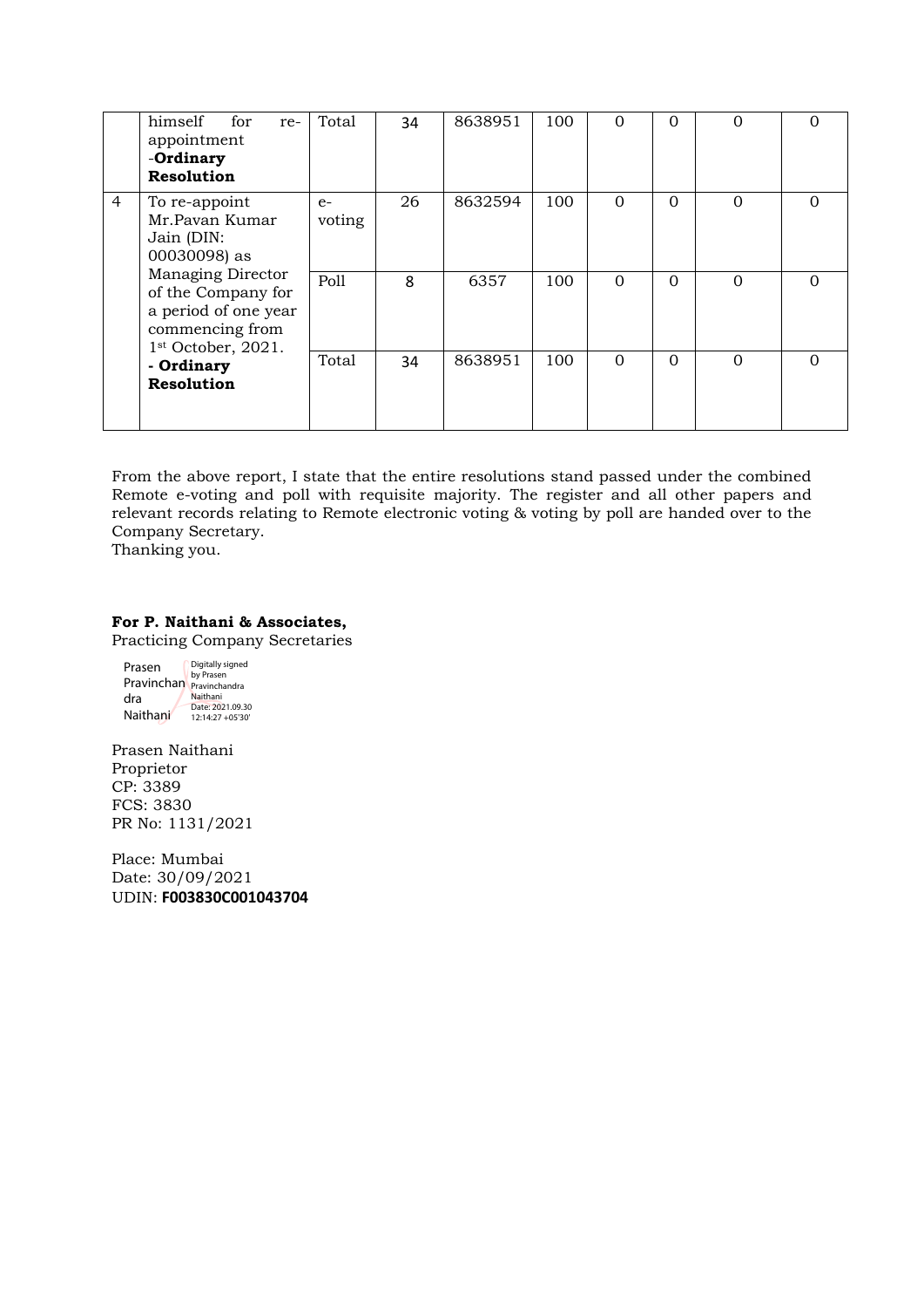| | | | | | | | | | |
|---|---|---|---|---|---|---|---|---|---|
| | himself for re-appointment -**Ordinary Resolution** | Total | 34 | 8638951 | 100 | 0 | 0 | 0 | 0 |
| 4 | To re-appoint Mr.Pavan Kumar Jain (DIN: 00030098) as Managing Director of the Company for a period of one year commencing from 1st October, 2021. - **Ordinary Resolution** | e-voting | 26 | 8632594 | 100 | 0 | 0 | 0 | 0 |
| | | Poll | 8 | 6357 | 100 | 0 | 0 | 0 | 0 |
| | | Total | 34 | 8638951 | 100 | 0 | 0 | 0 | 0 |

From the above report, I state that the entire resolutions stand passed under the combined Remote e-voting and poll with requisite majority. The register and all other papers and relevant records relating to Remote electronic voting & voting by poll are handed over to the Company Secretary.

Thanking you.

**For P. Naithani & Associates,**
Practicing Company Secretaries

Prasen Pravinchandra Naithani
Digitally signed by Prasen Pravinchandra Naithani
Date: 2021.09.30 12:14:27 +05'30'

Prasen Naithani
Proprietor
CP: 3389
FCS: 3830
PR No: 1131/2021

Place: Mumbai
Date: 30/09/2021
UDIN: **F003830C001043704**